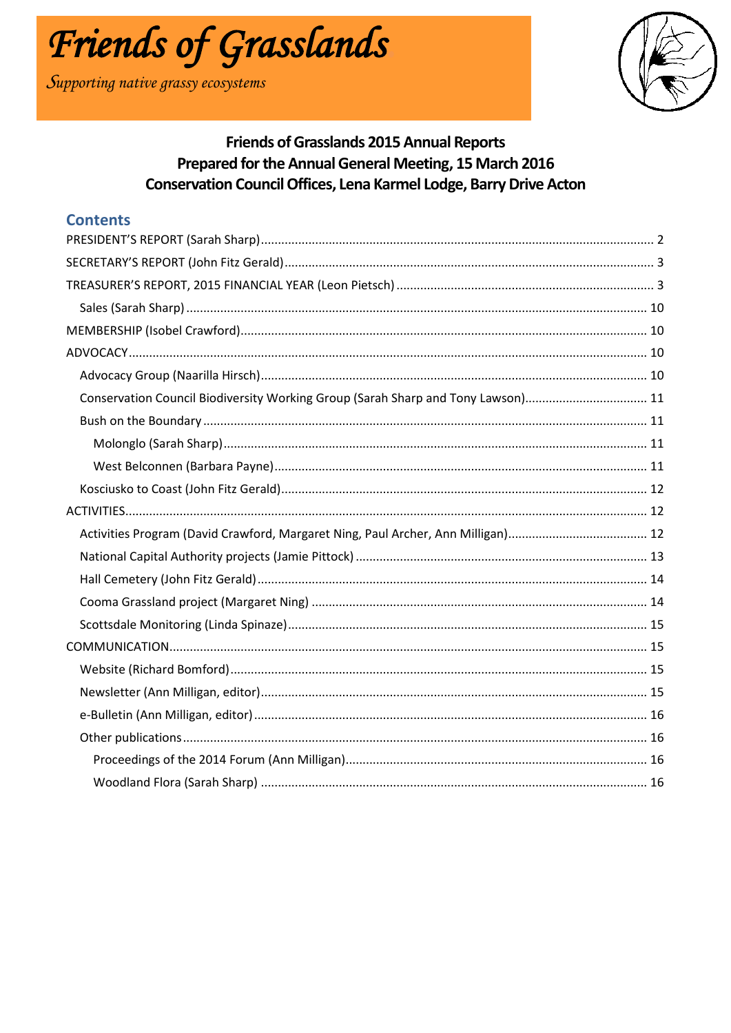# Friends of Grasslands

*Supporting native grassy ecosystems*

**Friends of Grasslands 2015 Annual Reports**
**Prepared for the Annual General Meeting, 15 March 2016**
**Conservation Council Offices, Lena Karmel Lodge, Barry Drive Acton**

## Contents

- PRESIDENT'S REPORT (Sarah Sharp) ..... 2
- SECRETARY'S REPORT (John Fitz Gerald) ..... 3
- TREASURER'S REPORT, 2015 FINANCIAL YEAR (Leon Pietsch) ..... 3
  - Sales (Sarah Sharp) ..... 10
- MEMBERSHIP (Isobel Crawford) ..... 10
- ADVOCACY ..... 10
  - Advocacy Group (Naarilla Hirsch) ..... 10
  - Conservation Council Biodiversity Working Group (Sarah Sharp and Tony Lawson) ..... 11
  - Bush on the Boundary ..... 11
    - Molonglo (Sarah Sharp) ..... 11
    - West Belconnen (Barbara Payne) ..... 11
  - Kosciusko to Coast (John Fitz Gerald) ..... 12
- ACTIVITIES ..... 12
  - Activities Program (David Crawford, Margaret Ning, Paul Archer, Ann Milligan) ..... 12
  - National Capital Authority projects (Jamie Pittock) ..... 13
  - Hall Cemetery (John Fitz Gerald) ..... 14
  - Cooma Grassland project (Margaret Ning) ..... 14
  - Scottsdale Monitoring (Linda Spinaze) ..... 15
- COMMUNICATION ..... 15
  - Website (Richard Bomford) ..... 15
  - Newsletter (Ann Milligan, editor) ..... 15
  - e-Bulletin (Ann Milligan, editor) ..... 16
  - Other publications ..... 16
    - Proceedings of the 2014 Forum (Ann Milligan) ..... 16
    - Woodland Flora (Sarah Sharp) ..... 16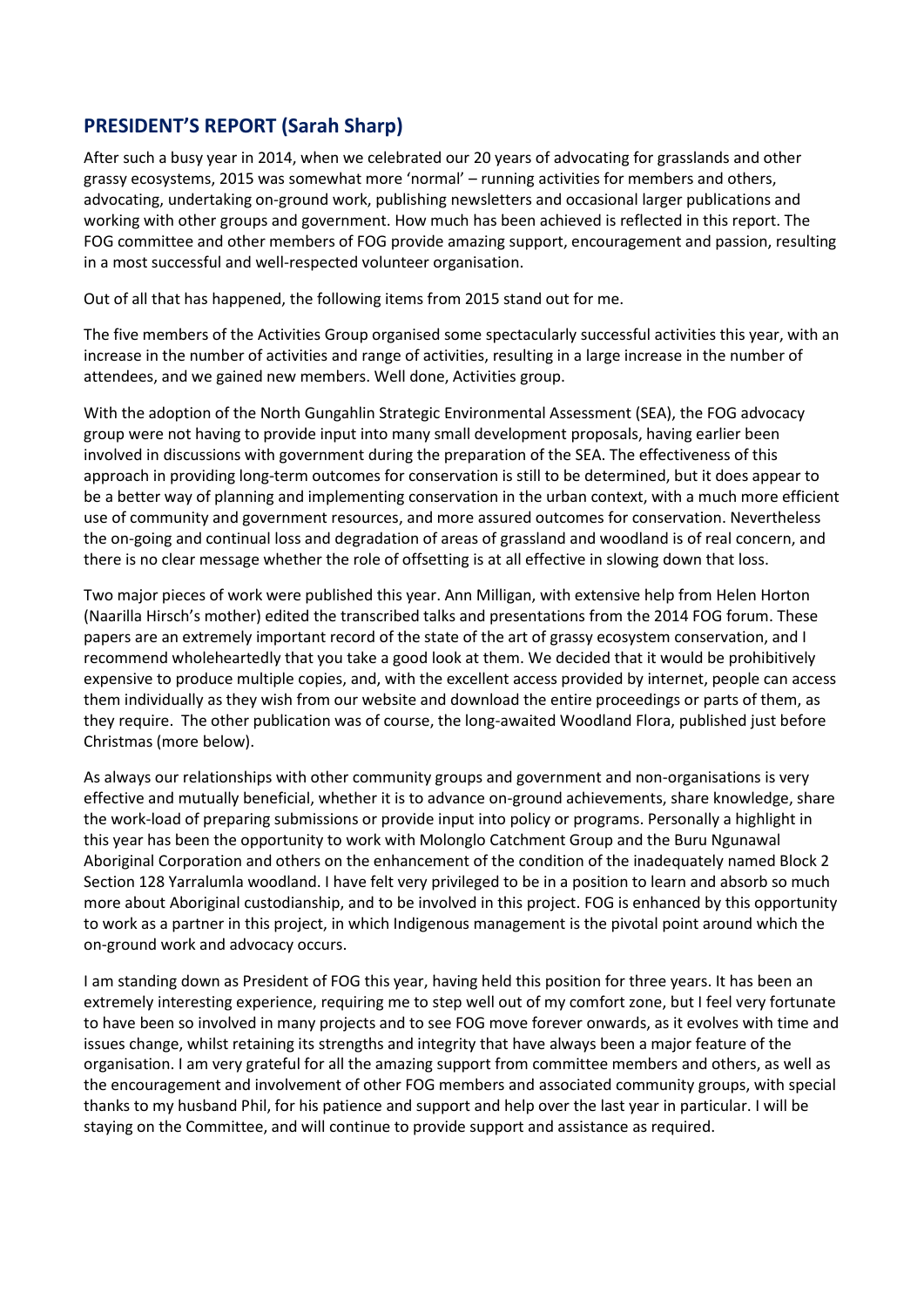## PRESIDENT'S REPORT (Sarah Sharp)

After such a busy year in 2014, when we celebrated our 20 years of advocating for grasslands and other grassy ecosystems, 2015 was somewhat more 'normal' – running activities for members and others, advocating, undertaking on-ground work, publishing newsletters and occasional larger publications and working with other groups and government. How much has been achieved is reflected in this report. The FOG committee and other members of FOG provide amazing support, encouragement and passion, resulting in a most successful and well-respected volunteer organisation.

Out of all that has happened, the following items from 2015 stand out for me.

The five members of the Activities Group organised some spectacularly successful activities this year, with an increase in the number of activities and range of activities, resulting in a large increase in the number of attendees, and we gained new members. Well done, Activities group.

With the adoption of the North Gungahlin Strategic Environmental Assessment (SEA), the FOG advocacy group were not having to provide input into many small development proposals, having earlier been involved in discussions with government during the preparation of the SEA. The effectiveness of this approach in providing long-term outcomes for conservation is still to be determined, but it does appear to be a better way of planning and implementing conservation in the urban context, with a much more efficient use of community and government resources, and more assured outcomes for conservation. Nevertheless the on-going and continual loss and degradation of areas of grassland and woodland is of real concern, and there is no clear message whether the role of offsetting is at all effective in slowing down that loss.

Two major pieces of work were published this year. Ann Milligan, with extensive help from Helen Horton (Naarilla Hirsch's mother) edited the transcribed talks and presentations from the 2014 FOG forum. These papers are an extremely important record of the state of the art of grassy ecosystem conservation, and I recommend wholeheartedly that you take a good look at them. We decided that it would be prohibitively expensive to produce multiple copies, and, with the excellent access provided by internet, people can access them individually as they wish from our website and download the entire proceedings or parts of them, as they require. The other publication was of course, the long-awaited Woodland Flora, published just before Christmas (more below).

As always our relationships with other community groups and government and non-organisations is very effective and mutually beneficial, whether it is to advance on-ground achievements, share knowledge, share the work-load of preparing submissions or provide input into policy or programs. Personally a highlight in this year has been the opportunity to work with Molonglo Catchment Group and the Buru Ngunawal Aboriginal Corporation and others on the enhancement of the condition of the inadequately named Block 2 Section 128 Yarralumla woodland. I have felt very privileged to be in a position to learn and absorb so much more about Aboriginal custodianship, and to be involved in this project. FOG is enhanced by this opportunity to work as a partner in this project, in which Indigenous management is the pivotal point around which the on-ground work and advocacy occurs.

I am standing down as President of FOG this year, having held this position for three years. It has been an extremely interesting experience, requiring me to step well out of my comfort zone, but I feel very fortunate to have been so involved in many projects and to see FOG move forever onwards, as it evolves with time and issues change, whilst retaining its strengths and integrity that have always been a major feature of the organisation. I am very grateful for all the amazing support from committee members and others, as well as the encouragement and involvement of other FOG members and associated community groups, with special thanks to my husband Phil, for his patience and support and help over the last year in particular. I will be staying on the Committee, and will continue to provide support and assistance as required.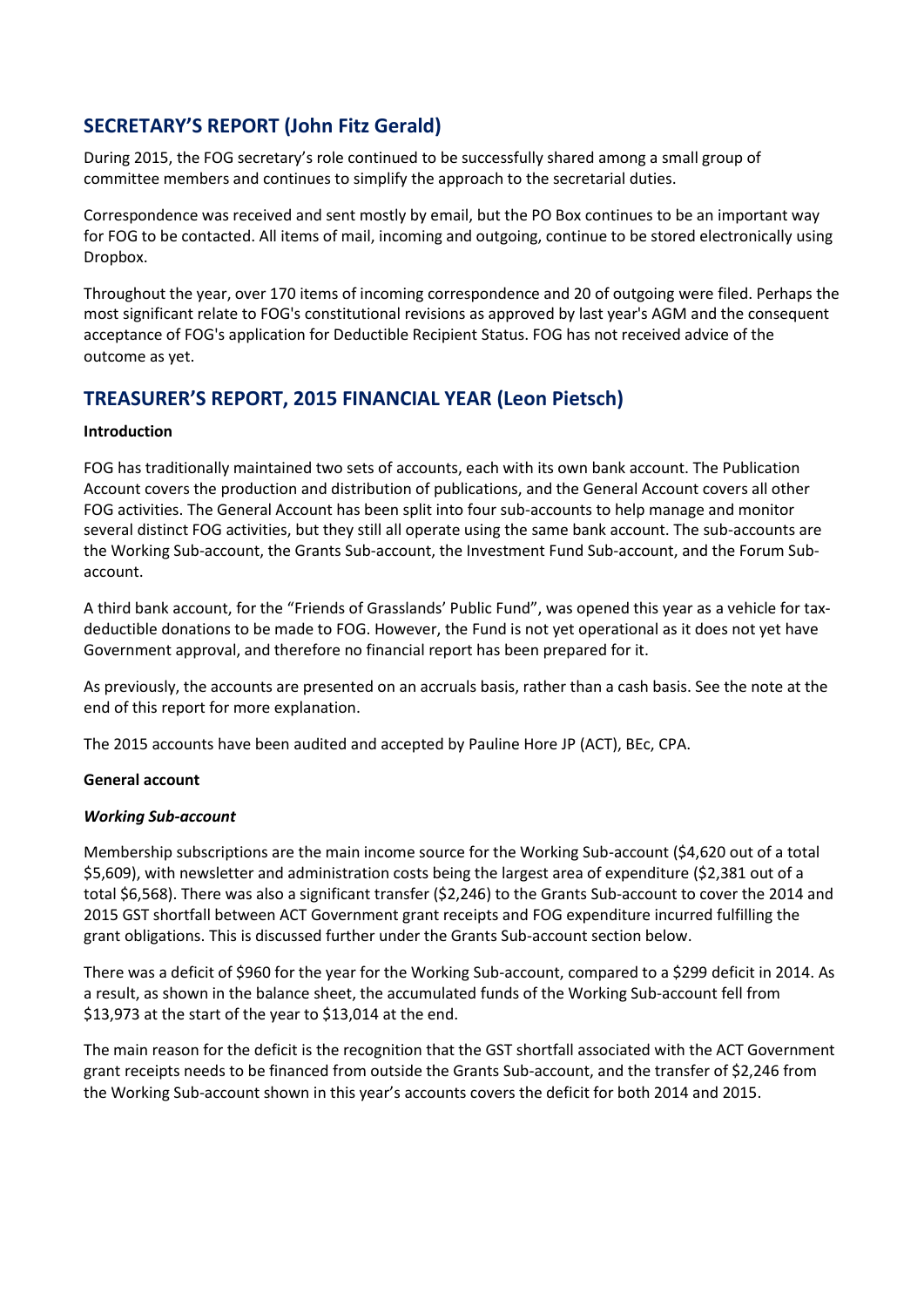## SECRETARY'S REPORT (John Fitz Gerald)

During 2015, the FOG secretary's role continued to be successfully shared among a small group of committee members and continues to simplify the approach to the secretarial duties.

Correspondence was received and sent mostly by email, but the PO Box continues to be an important way for FOG to be contacted. All items of mail, incoming and outgoing, continue to be stored electronically using Dropbox.

Throughout the year, over 170 items of incoming correspondence and 20 of outgoing were filed. Perhaps the most significant relate to FOG's constitutional revisions as approved by last year's AGM and the consequent acceptance of FOG's application for Deductible Recipient Status. FOG has not received advice of the outcome as yet.

## TREASURER'S REPORT, 2015 FINANCIAL YEAR (Leon Pietsch)

**Introduction**

FOG has traditionally maintained two sets of accounts, each with its own bank account. The Publication Account covers the production and distribution of publications, and the General Account covers all other FOG activities. The General Account has been split into four sub-accounts to help manage and monitor several distinct FOG activities, but they still all operate using the same bank account. The sub-accounts are the Working Sub-account, the Grants Sub-account, the Investment Fund Sub-account, and the Forum Sub-account.

A third bank account, for the "Friends of Grasslands' Public Fund", was opened this year as a vehicle for tax-deductible donations to be made to FOG. However, the Fund is not yet operational as it does not yet have Government approval, and therefore no financial report has been prepared for it.

As previously, the accounts are presented on an accruals basis, rather than a cash basis. See the note at the end of this report for more explanation.

The 2015 accounts have been audited and accepted by Pauline Hore JP (ACT), BEc, CPA.

**General account**

***Working Sub-account***

Membership subscriptions are the main income source for the Working Sub-account ($4,620 out of a total $5,609), with newsletter and administration costs being the largest area of expenditure ($2,381 out of a total $6,568). There was also a significant transfer ($2,246) to the Grants Sub-account to cover the 2014 and 2015 GST shortfall between ACT Government grant receipts and FOG expenditure incurred fulfilling the grant obligations. This is discussed further under the Grants Sub-account section below.

There was a deficit of $960 for the year for the Working Sub-account, compared to a $299 deficit in 2014. As a result, as shown in the balance sheet, the accumulated funds of the Working Sub-account fell from $13,973 at the start of the year to $13,014 at the end.

The main reason for the deficit is the recognition that the GST shortfall associated with the ACT Government grant receipts needs to be financed from outside the Grants Sub-account, and the transfer of $2,246 from the Working Sub-account shown in this year's accounts covers the deficit for both 2014 and 2015.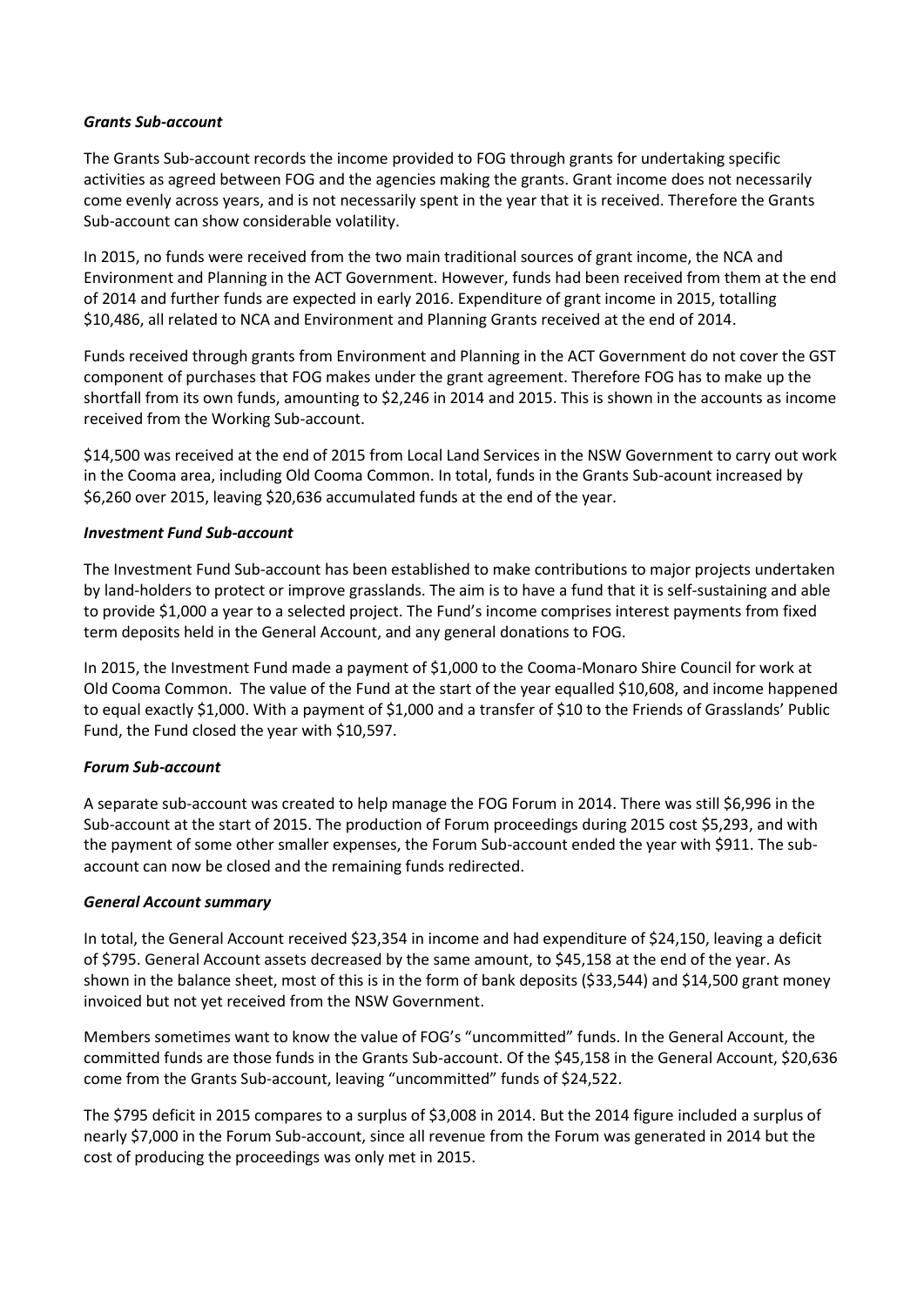***Grants Sub-account***

The Grants Sub-account records the income provided to FOG through grants for undertaking specific activities as agreed between FOG and the agencies making the grants. Grant income does not necessarily come evenly across years, and is not necessarily spent in the year that it is received. Therefore the Grants Sub-account can show considerable volatility.

In 2015, no funds were received from the two main traditional sources of grant income, the NCA and Environment and Planning in the ACT Government. However, funds had been received from them at the end of 2014 and further funds are expected in early 2016. Expenditure of grant income in 2015, totalling $10,486, all related to NCA and Environment and Planning Grants received at the end of 2014.

Funds received through grants from Environment and Planning in the ACT Government do not cover the GST component of purchases that FOG makes under the grant agreement. Therefore FOG has to make up the shortfall from its own funds, amounting to $2,246 in 2014 and 2015. This is shown in the accounts as income received from the Working Sub-account.

$14,500 was received at the end of 2015 from Local Land Services in the NSW Government to carry out work in the Cooma area, including Old Cooma Common. In total, funds in the Grants Sub-acount increased by $6,260 over 2015, leaving $20,636 accumulated funds at the end of the year.

***Investment Fund Sub-account***

The Investment Fund Sub-account has been established to make contributions to major projects undertaken by land-holders to protect or improve grasslands. The aim is to have a fund that it is self-sustaining and able to provide $1,000 a year to a selected project. The Fund's income comprises interest payments from fixed term deposits held in the General Account, and any general donations to FOG.

In 2015, the Investment Fund made a payment of $1,000 to the Cooma-Monaro Shire Council for work at Old Cooma Common. The value of the Fund at the start of the year equalled $10,608, and income happened to equal exactly $1,000. With a payment of $1,000 and a transfer of $10 to the Friends of Grasslands' Public Fund, the Fund closed the year with $10,597.

***Forum Sub-account***

A separate sub-account was created to help manage the FOG Forum in 2014. There was still $6,996 in the Sub-account at the start of 2015. The production of Forum proceedings during 2015 cost $5,293, and with the payment of some other smaller expenses, the Forum Sub-account ended the year with $911. The sub-account can now be closed and the remaining funds redirected.

***General Account summary***

In total, the General Account received $23,354 in income and had expenditure of $24,150, leaving a deficit of $795. General Account assets decreased by the same amount, to $45,158 at the end of the year. As shown in the balance sheet, most of this is in the form of bank deposits ($33,544) and $14,500 grant money invoiced but not yet received from the NSW Government.

Members sometimes want to know the value of FOG's "uncommitted" funds. In the General Account, the committed funds are those funds in the Grants Sub-account. Of the $45,158 in the General Account, $20,636 come from the Grants Sub-account, leaving "uncommitted" funds of $24,522.

The $795 deficit in 2015 compares to a surplus of $3,008 in 2014. But the 2014 figure included a surplus of nearly $7,000 in the Forum Sub-account, since all revenue from the Forum was generated in 2014 but the cost of producing the proceedings was only met in 2015.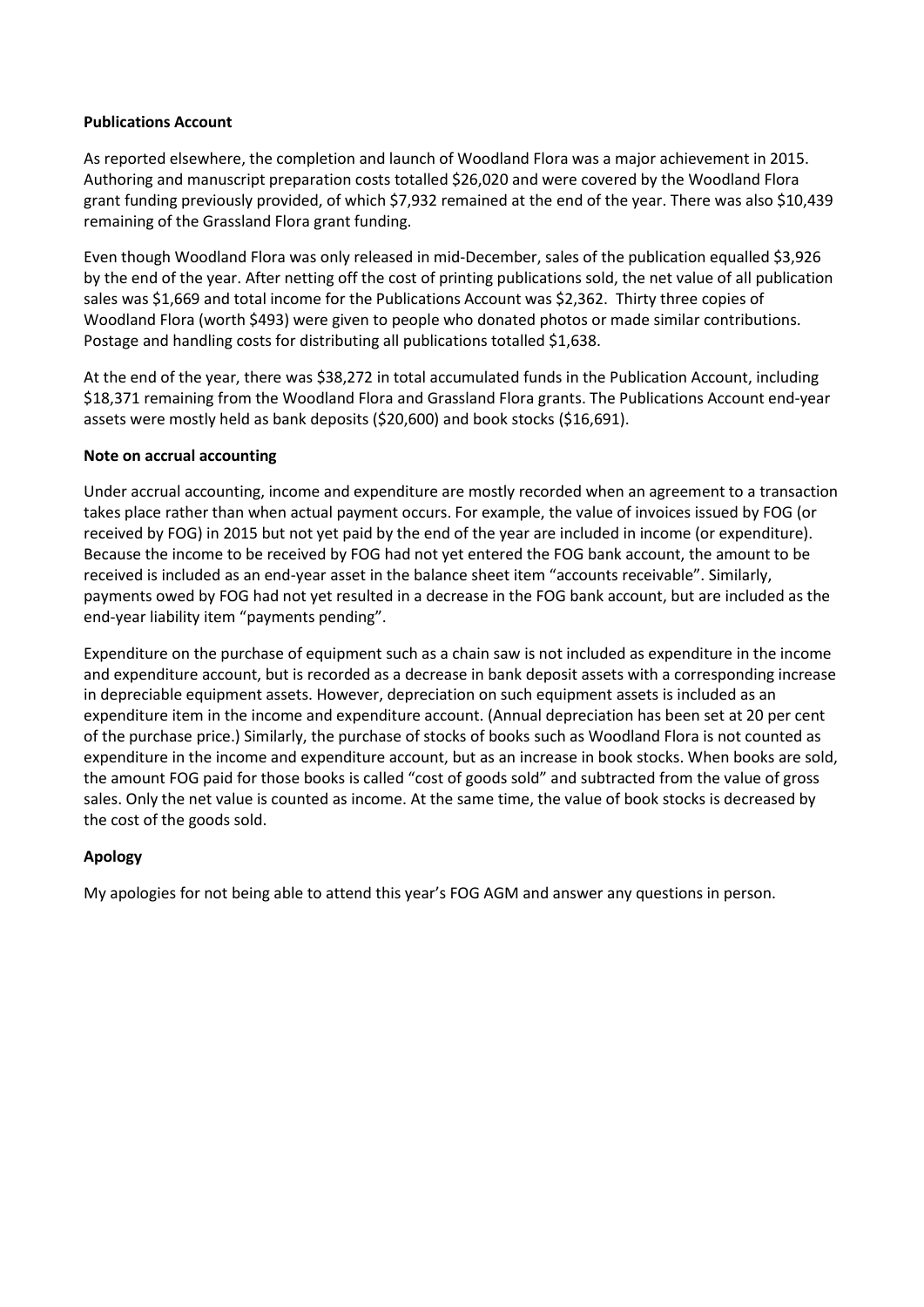**Publications Account**

As reported elsewhere, the completion and launch of Woodland Flora was a major achievement in 2015. Authoring and manuscript preparation costs totalled $26,020 and were covered by the Woodland Flora grant funding previously provided, of which $7,932 remained at the end of the year. There was also $10,439 remaining of the Grassland Flora grant funding.

Even though Woodland Flora was only released in mid-December, sales of the publication equalled $3,926 by the end of the year. After netting off the cost of printing publications sold, the net value of all publication sales was $1,669 and total income for the Publications Account was $2,362. Thirty three copies of Woodland Flora (worth $493) were given to people who donated photos or made similar contributions. Postage and handling costs for distributing all publications totalled $1,638.

At the end of the year, there was $38,272 in total accumulated funds in the Publication Account, including $18,371 remaining from the Woodland Flora and Grassland Flora grants. The Publications Account end-year assets were mostly held as bank deposits ($20,600) and book stocks ($16,691).

**Note on accrual accounting**

Under accrual accounting, income and expenditure are mostly recorded when an agreement to a transaction takes place rather than when actual payment occurs. For example, the value of invoices issued by FOG (or received by FOG) in 2015 but not yet paid by the end of the year are included in income (or expenditure). Because the income to be received by FOG had not yet entered the FOG bank account, the amount to be received is included as an end-year asset in the balance sheet item "accounts receivable". Similarly, payments owed by FOG had not yet resulted in a decrease in the FOG bank account, but are included as the end-year liability item "payments pending".

Expenditure on the purchase of equipment such as a chain saw is not included as expenditure in the income and expenditure account, but is recorded as a decrease in bank deposit assets with a corresponding increase in depreciable equipment assets. However, depreciation on such equipment assets is included as an expenditure item in the income and expenditure account. (Annual depreciation has been set at 20 per cent of the purchase price.) Similarly, the purchase of stocks of books such as Woodland Flora is not counted as expenditure in the income and expenditure account, but as an increase in book stocks. When books are sold, the amount FOG paid for those books is called "cost of goods sold" and subtracted from the value of gross sales. Only the net value is counted as income. At the same time, the value of book stocks is decreased by the cost of the goods sold.

**Apology**

My apologies for not being able to attend this year's FOG AGM and answer any questions in person.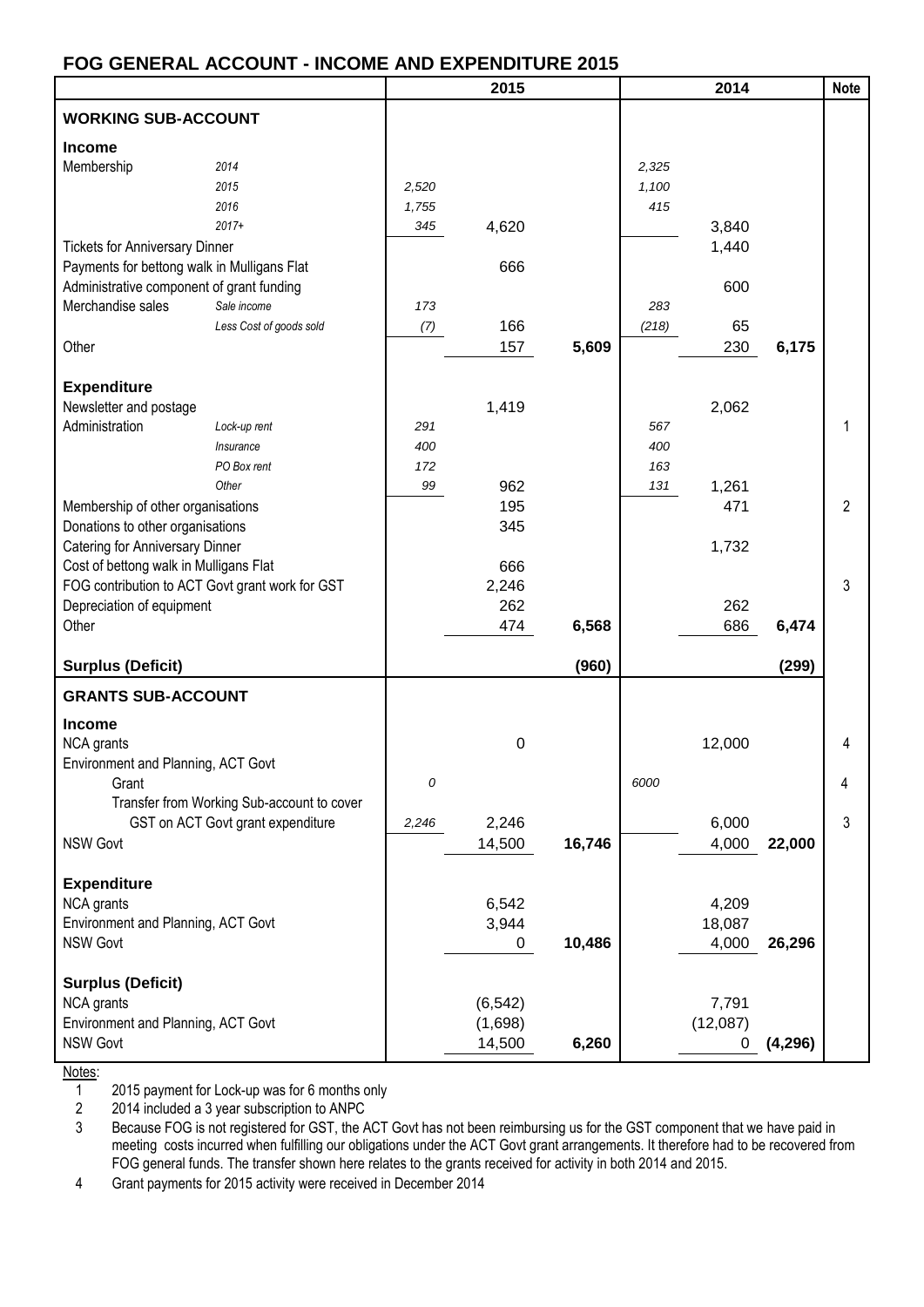# FOG GENERAL ACCOUNT - INCOME AND EXPENDITURE 2015

| | | 2015 | | | 2014 | | | Note |
|---|---|---|---|---|---|---|---|---|
| **WORKING SUB-ACCOUNT** | | | | | | | | |
| **Income** | | | | | | | | |
| Membership | *2014* | | | | *2,325* | | | |
| | *2015* | *2,520* | | | *1,100* | | | |
| | *2016* | *1,755* | | | *415* | | | |
| | *2017+* | *345* | 4,620 | | | 3,840 | | |
| Tickets for Anniversary Dinner | | | | | | 1,440 | | |
| Payments for bettong walk in Mulligans Flat | | | 666 | | | | | |
| Administrative component of grant funding | | | | | | 600 | | |
| Merchandise sales | *Sale income* | *173* | | | *283* | | | |
| | *Less Cost of goods sold* | *(7)* | 166 | | *(218)* | 65 | | |
| Other | | | 157 | **5,609** | | 230 | **6,175** | |
| **Expenditure** | | | | | | | | |
| Newsletter and postage | | | 1,419 | | | 2,062 | | |
| Administration | *Lock-up rent* | *291* | | | *567* | | | 1 |
| | *Insurance* | *400* | | | *400* | | | |
| | *PO Box rent* | *172* | | | *163* | | | |
| | *Other* | *99* | 962 | | *131* | 1,261 | | |
| Membership of other organisations | | | 195 | | | 471 | | 2 |
| Donations to other organisations | | | 345 | | | | | |
| Catering for Anniversary Dinner | | | | | | 1,732 | | |
| Cost of bettong walk in Mulligans Flat | | | 666 | | | | | |
| FOG contribution to ACT Govt grant work for GST | | | 2,246 | | | | | 3 |
| Depreciation of equipment | | | 262 | | | 262 | | |
| Other | | | 474 | **6,568** | | 686 | **6,474** | |
| **Surplus (Deficit)** | | | | **(960)** | | | **(299)** | |
| **GRANTS SUB-ACCOUNT** | | | | | | | | |
| **Income** | | | | | | | | |
| NCA grants | | | 0 | | | 12,000 | | 4 |
| Environment and Planning, ACT Govt | | | | | | | | |
| Grant | | *0* | | | *6000* | | | 4 |
| Transfer from Working Sub-account to cover GST on ACT Govt grant expenditure | | *2,246* | 2,246 | | | 6,000 | | 3 |
| NSW Govt | | | 14,500 | **16,746** | | 4,000 | **22,000** | |
| **Expenditure** | | | | | | | | |
| NCA grants | | | 6,542 | | | 4,209 | | |
| Environment and Planning, ACT Govt | | | 3,944 | | | 18,087 | | |
| NSW Govt | | | 0 | **10,486** | | 4,000 | **26,296** | |
| **Surplus (Deficit)** | | | | | | | | |
| NCA grants | | | (6,542) | | | 7,791 | | |
| Environment and Planning, ACT Govt | | | (1,698) | | | (12,087) | | |
| NSW Govt | | | 14,500 | **6,260** | | 0 | **(4,296)** | |

Notes:

1. 2015 payment for Lock-up was for 6 months only
2. 2014 included a 3 year subscription to ANPC
3. Because FOG is not registered for GST, the ACT Govt has not been reimbursing us for the GST component that we have paid in meeting costs incurred when fulfilling our obligations under the ACT Govt grant arrangements. It therefore had to be recovered from FOG general funds. The transfer shown here relates to the grants received for activity in both 2014 and 2015.
4. Grant payments for 2015 activity were received in December 2014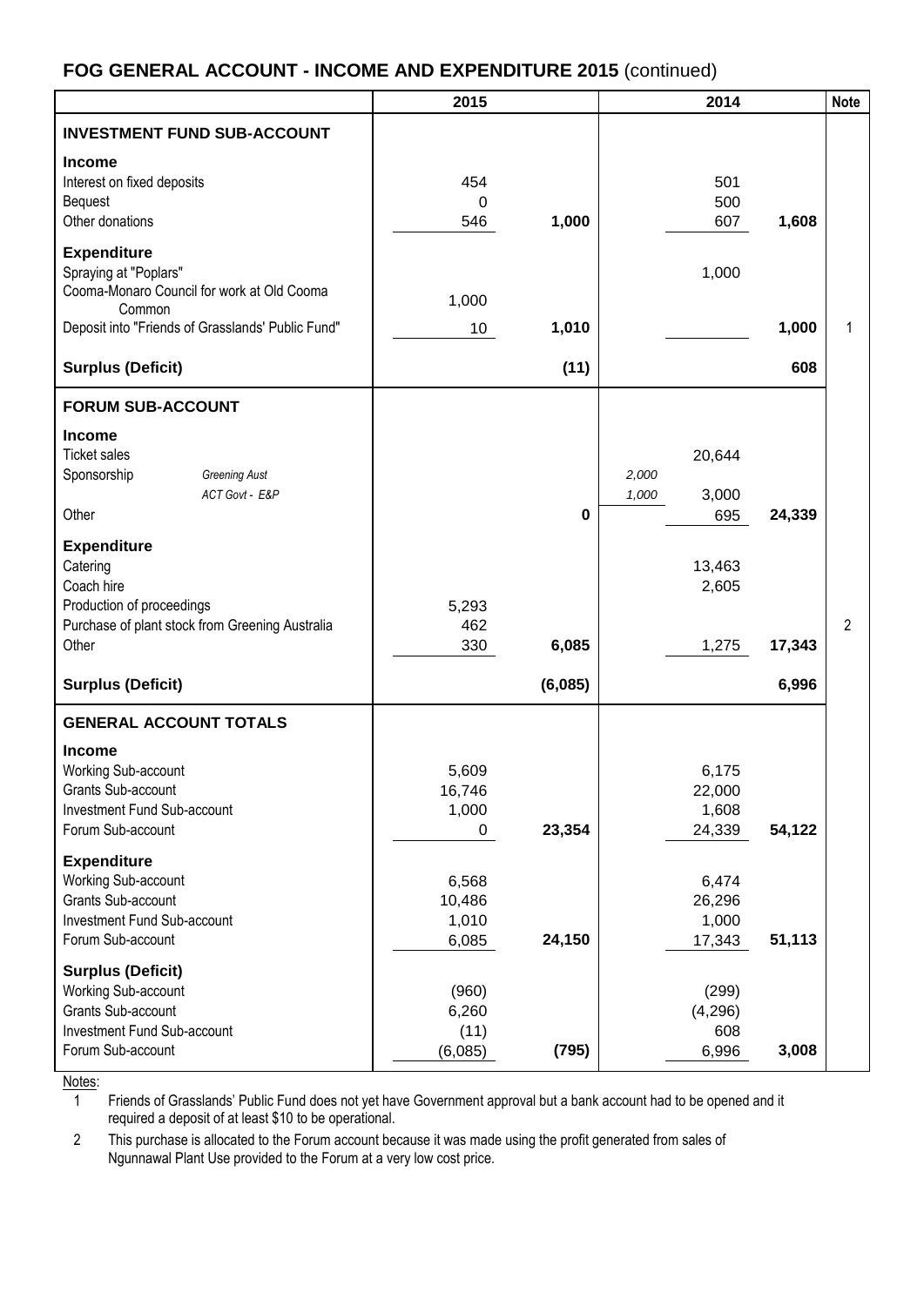## FOG GENERAL ACCOUNT - INCOME AND EXPENDITURE 2015 (continued)

| | 2015 | | 2014 | | | Note |
|---|---|---|---|---|---|---|
| **INVESTMENT FUND SUB-ACCOUNT** | | | | | | |
| **Income** | | | | | | |
| Interest on fixed deposits | 454 | | | 501 | | |
| Bequest | 0 | | | 500 | | |
| Other donations | 546 | **1,000** | | 607 | **1,608** | |
| **Expenditure** | | | | | | |
| Spraying at "Poplars" | | | | 1,000 | | |
| Cooma-Monaro Council for work at Old Cooma Common | 1,000 | | | | | |
| Deposit into "Friends of Grasslands' Public Fund" | 10 | **1,010** | | | **1,000** | 1 |
| **Surplus (Deficit)** | | **(11)** | | | **608** | |
| **FORUM SUB-ACCOUNT** | | | | | | |
| **Income** | | | | | | |
| Ticket sales | | | | 20,644 | | |
| Sponsorship — *Greening Aust* | | | *2,000* | | | |
| *ACT Govt - E&P* | | | *1,000* | 3,000 | | |
| Other | | **0** | | 695 | **24,339** | |
| **Expenditure** | | | | | | |
| Catering | | | | 13,463 | | |
| Coach hire | | | | 2,605 | | |
| Production of proceedings | 5,293 | | | | | |
| Purchase of plant stock from Greening Australia | 462 | | | | | 2 |
| Other | 330 | **6,085** | | 1,275 | **17,343** | |
| **Surplus (Deficit)** | | **(6,085)** | | | **6,996** | |
| **GENERAL ACCOUNT TOTALS** | | | | | | |
| **Income** | | | | | | |
| Working Sub-account | 5,609 | | | 6,175 | | |
| Grants Sub-account | 16,746 | | | 22,000 | | |
| Investment Fund Sub-account | 1,000 | | | 1,608 | | |
| Forum Sub-account | 0 | **23,354** | | 24,339 | **54,122** | |
| **Expenditure** | | | | | | |
| Working Sub-account | 6,568 | | | 6,474 | | |
| Grants Sub-account | 10,486 | | | 26,296 | | |
| Investment Fund Sub-account | 1,010 | | | 1,000 | | |
| Forum Sub-account | 6,085 | **24,150** | | 17,343 | **51,113** | |
| **Surplus (Deficit)** | | | | | | |
| Working Sub-account | (960) | | | (299) | | |
| Grants Sub-account | 6,260 | | | (4,296) | | |
| Investment Fund Sub-account | (11) | | | 608 | | |
| Forum Sub-account | (6,085) | **(795)** | | 6,996 | **3,008** | |

Notes:

1. Friends of Grasslands' Public Fund does not yet have Government approval but a bank account had to be opened and it required a deposit of at least $10 to be operational.
2. This purchase is allocated to the Forum account because it was made using the profit generated from sales of Ngunnawal Plant Use provided to the Forum at a very low cost price.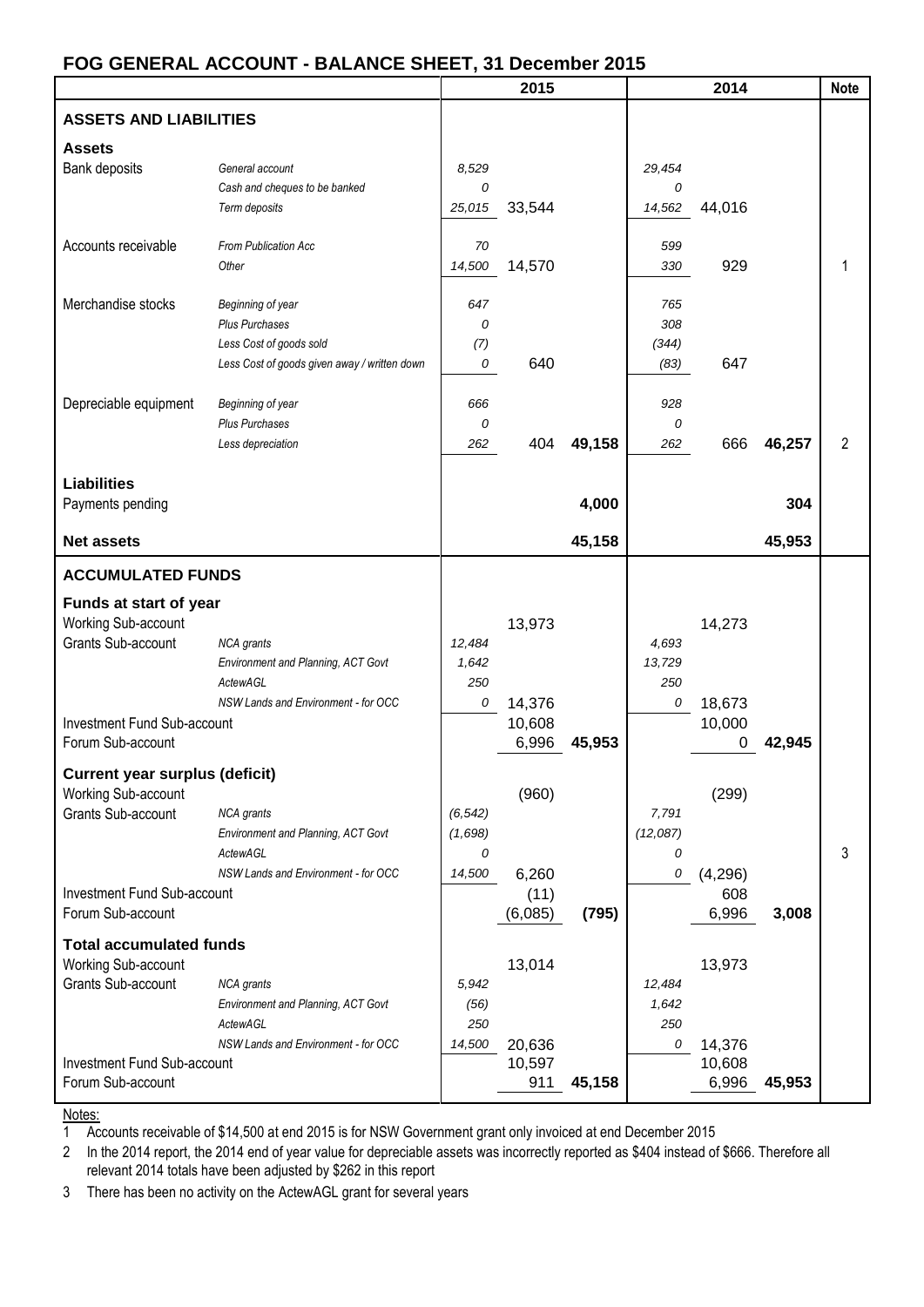## FOG GENERAL ACCOUNT - BALANCE SHEET, 31 December 2015

| | | 2015 | | | 2014 | | | Note |
|---|---|---|---|---|---|---|---|---|
| **ASSETS AND LIABILITIES** | | | | | | | | |
| **Assets** | | | | | | | | |
| Bank deposits | *General account* | *8,529* | | | *29,454* | | | |
| | *Cash and cheques to be banked* | *0* | | | *0* | | | |
| | *Term deposits* | *25,015* | 33,544 | | *14,562* | 44,016 | | |
| Accounts receivable | *From Publication Acc* | *70* | | | *599* | | | |
| | *Other* | *14,500* | 14,570 | | *330* | 929 | | 1 |
| Merchandise stocks | *Beginning of year* | *647* | | | *765* | | | |
| | *Plus Purchases* | *0* | | | *308* | | | |
| | *Less Cost of goods sold* | *(7)* | | | *(344)* | | | |
| | *Less Cost of goods given away / written down* | *0* | 640 | | *(83)* | 647 | | |
| Depreciable equipment | *Beginning of year* | *666* | | | *928* | | | |
| | *Plus Purchases* | *0* | | | *0* | | | |
| | *Less depreciation* | *262* | 404 | **49,158** | *262* | 666 | **46,257** | 2 |
| **Liabilities** | | | | | | | | |
| Payments pending | | | | **4,000** | | | **304** | |
| **Net assets** | | | | **45,158** | | | **45,953** | |
| **ACCUMULATED FUNDS** | | | | | | | | |
| **Funds at start of year** | | | | | | | | |
| Working Sub-account | | | 13,973 | | | 14,273 | | |
| Grants Sub-account | *NCA grants* | *12,484* | | | *4,693* | | | |
| | *Environment and Planning, ACT Govt* | *1,642* | | | *13,729* | | | |
| | *ActewAGL* | *250* | | | *250* | | | |
| | *NSW Lands and Environment - for OCC* | *0* | 14,376 | | *0* | 18,673 | | |
| Investment Fund Sub-account | | | 10,608 | | | 10,000 | | |
| Forum Sub-account | | | 6,996 | **45,953** | | 0 | **42,945** | |
| **Current year surplus (deficit)** | | | | | | | | |
| Working Sub-account | | | (960) | | | (299) | | |
| Grants Sub-account | *NCA grants* | *(6,542)* | | | *7,791* | | | |
| | *Environment and Planning, ACT Govt* | *(1,698)* | | | *(12,087)* | | | |
| | *ActewAGL* | *0* | | | *0* | | | 3 |
| | *NSW Lands and Environment - for OCC* | *14,500* | 6,260 | | *0* | (4,296) | | |
| Investment Fund Sub-account | | | (11) | | | 608 | | |
| Forum Sub-account | | | (6,085) | **(795)** | | 6,996 | **3,008** | |
| **Total accumulated funds** | | | | | | | | |
| Working Sub-account | | | 13,014 | | | 13,973 | | |
| Grants Sub-account | *NCA grants* | *5,942* | | | *12,484* | | | |
| | *Environment and Planning, ACT Govt* | *(56)* | | | *1,642* | | | |
| | *ActewAGL* | *250* | | | *250* | | | |
| | *NSW Lands and Environment - for OCC* | *14,500* | 20,636 | | *0* | 14,376 | | |
| Investment Fund Sub-account | | | 10,597 | | | 10,608 | | |
| Forum Sub-account | | | 911 | **45,158** | | 6,996 | **45,953** | |

Notes:

1. Accounts receivable of $14,500 at end 2015 is for NSW Government grant only invoiced at end December 2015
2. In the 2014 report, the 2014 end of year value for depreciable assets was incorrectly reported as $404 instead of $666. Therefore all relevant 2014 totals have been adjusted by $262 in this report
3. There has been no activity on the ActewAGL grant for several years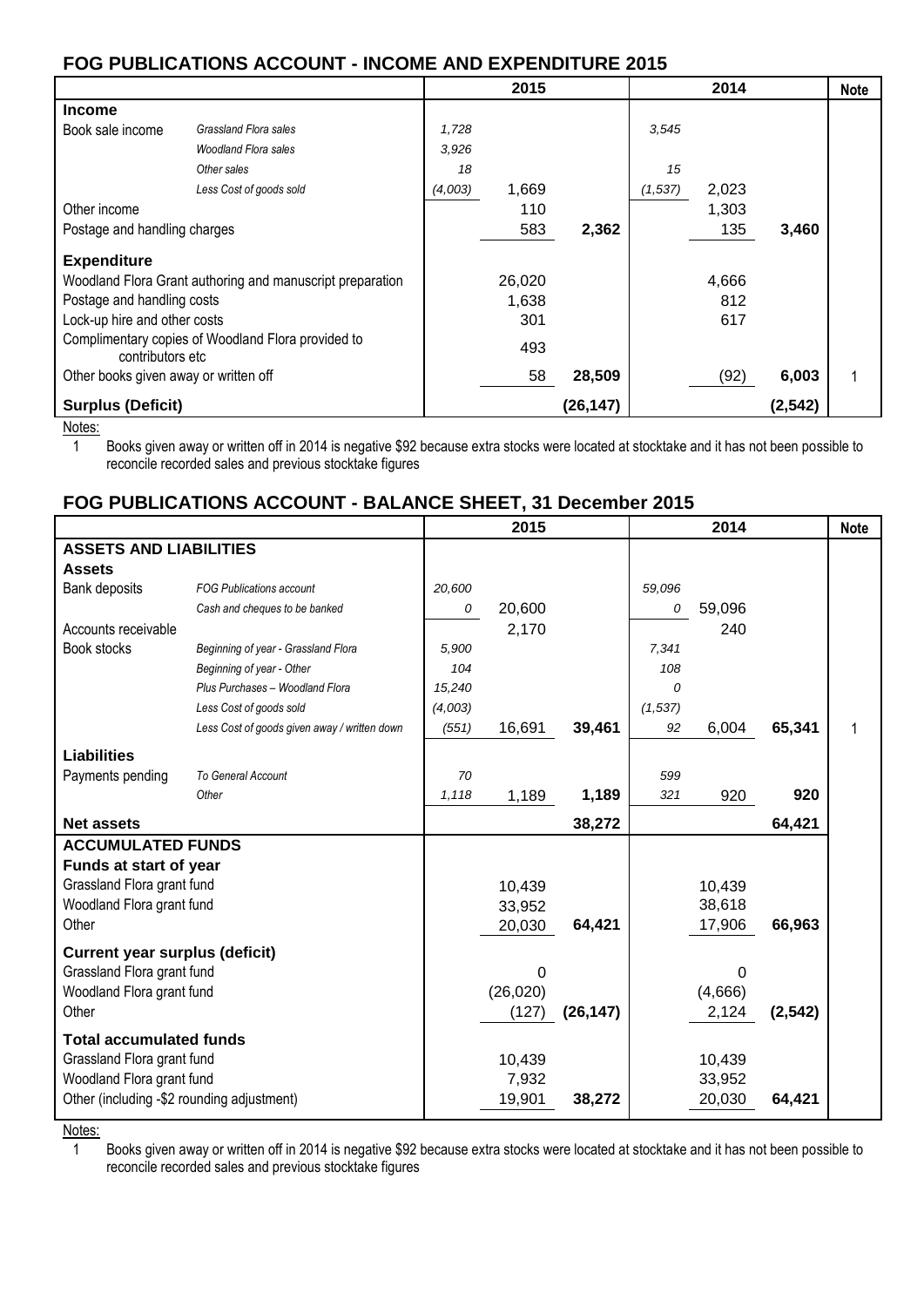## FOG PUBLICATIONS ACCOUNT - INCOME AND EXPENDITURE 2015

| | | | 2015 | | | 2014 | | Note |
|---|---|---|---|---|---|---|---|---|
| **Income** | | | | | | | | |
| Book sale income | *Grassland Flora sales* | *1,728* | | | *3,545* | | | |
| | *Woodland Flora sales* | *3,926* | | | | | | |
| | *Other sales* | *18* | | | *15* | | | |
| | *Less Cost of goods sold* | *(4,003)* | 1,669 | | *(1,537)* | 2,023 | | |
| Other income | | | 110 | | | 1,303 | | |
| Postage and handling charges | | | 583 | **2,362** | | 135 | **3,460** | |
| **Expenditure** | | | | | | | | |
| Woodland Flora Grant authoring and manuscript preparation | | | 26,020 | | | 4,666 | | |
| Postage and handling costs | | | 1,638 | | | 812 | | |
| Lock-up hire and other costs | | | 301 | | | 617 | | |
| Complimentary copies of Woodland Flora provided to contributors etc | | | 493 | | | | | |
| Other books given away or written off | | | 58 | **28,509** | | (92) | **6,003** | 1 |
| **Surplus (Deficit)** | | | | **(26,147)** | | | **(2,542)** | |

Notes:

1 Books given away or written off in 2014 is negative $92 because extra stocks were located at stocktake and it has not been possible to reconcile recorded sales and previous stocktake figures

## FOG PUBLICATIONS ACCOUNT - BALANCE SHEET, 31 December 2015

| | | | 2015 | | | 2014 | | Note |
|---|---|---|---|---|---|---|---|---|
| **ASSETS AND LIABILITIES** | | | | | | | | |
| **Assets** | | | | | | | | |
| Bank deposits | *FOG Publications account* | *20,600* | | | *59,096* | | | |
| | *Cash and cheques to be banked* | *0* | 20,600 | | *0* | 59,096 | | |
| Accounts receivable | | | 2,170 | | | 240 | | |
| Book stocks | *Beginning of year - Grassland Flora* | *5,900* | | | *7,341* | | | |
| | *Beginning of year - Other* | *104* | | | *108* | | | |
| | *Plus Purchases – Woodland Flora* | *15,240* | | | *0* | | | |
| | *Less Cost of goods sold* | *(4,003)* | | | *(1,537)* | | | |
| | *Less Cost of goods given away / written down* | *(551)* | 16,691 | **39,461** | *92* | 6,004 | **65,341** | 1 |
| **Liabilities** | | | | | | | | |
| Payments pending | *To General Account* | *70* | | | *599* | | | |
| | *Other* | *1,118* | 1,189 | **1,189** | *321* | 920 | **920** | |
| **Net assets** | | | | **38,272** | | | **64,421** | |
| **ACCUMULATED FUNDS** | | | | | | | | |
| **Funds at start of year** | | | | | | | | |
| Grassland Flora grant fund | | | 10,439 | | | 10,439 | | |
| Woodland Flora grant fund | | | 33,952 | | | 38,618 | | |
| Other | | | 20,030 | **64,421** | | 17,906 | **66,963** | |
| **Current year surplus (deficit)** | | | | | | | | |
| Grassland Flora grant fund | | | 0 | | | 0 | | |
| Woodland Flora grant fund | | | (26,020) | | | (4,666) | | |
| Other | | | (127) | **(26,147)** | | 2,124 | **(2,542)** | |
| **Total accumulated funds** | | | | | | | | |
| Grassland Flora grant fund | | | 10,439 | | | 10,439 | | |
| Woodland Flora grant fund | | | 7,932 | | | 33,952 | | |
| Other (including -$2 rounding adjustment) | | | 19,901 | **38,272** | | 20,030 | **64,421** | |

Notes:

1 Books given away or written off in 2014 is negative $92 because extra stocks were located at stocktake and it has not been possible to reconcile recorded sales and previous stocktake figures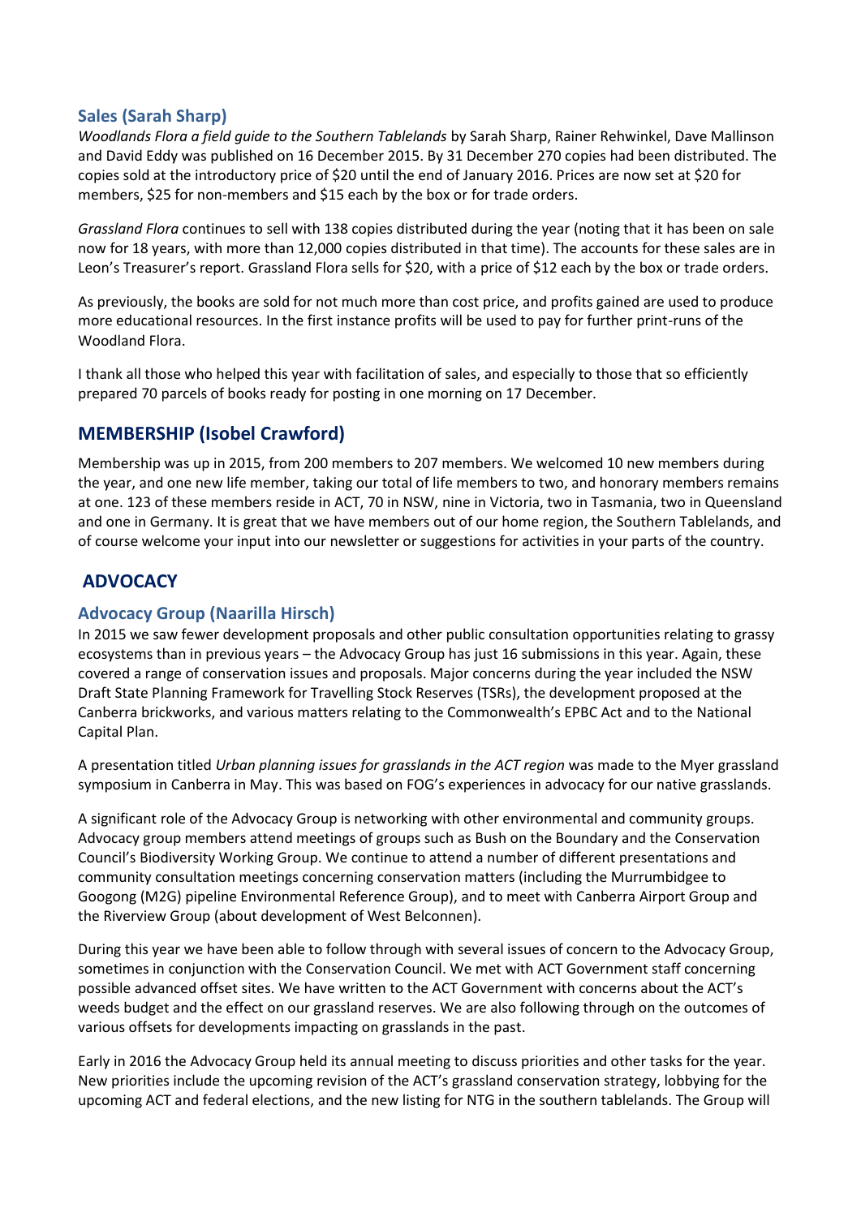### Sales (Sarah Sharp)

*Woodlands Flora a field guide to the Southern Tablelands* by Sarah Sharp, Rainer Rehwinkel, Dave Mallinson and David Eddy was published on 16 December 2015. By 31 December 270 copies had been distributed. The copies sold at the introductory price of $20 until the end of January 2016. Prices are now set at $20 for members, $25 for non-members and $15 each by the box or for trade orders.

*Grassland Flora* continues to sell with 138 copies distributed during the year (noting that it has been on sale now for 18 years, with more than 12,000 copies distributed in that time). The accounts for these sales are in Leon's Treasurer's report. Grassland Flora sells for $20, with a price of $12 each by the box or trade orders.

As previously, the books are sold for not much more than cost price, and profits gained are used to produce more educational resources. In the first instance profits will be used to pay for further print-runs of the Woodland Flora.

I thank all those who helped this year with facilitation of sales, and especially to those that so efficiently prepared 70 parcels of books ready for posting in one morning on 17 December.

## MEMBERSHIP (Isobel Crawford)

Membership was up in 2015, from 200 members to 207 members. We welcomed 10 new members during the year, and one new life member, taking our total of life members to two, and honorary members remains at one. 123 of these members reside in ACT, 70 in NSW, nine in Victoria, two in Tasmania, two in Queensland and one in Germany. It is great that we have members out of our home region, the Southern Tablelands, and of course welcome your input into our newsletter or suggestions for activities in your parts of the country.

## ADVOCACY

### Advocacy Group (Naarilla Hirsch)

In 2015 we saw fewer development proposals and other public consultation opportunities relating to grassy ecosystems than in previous years – the Advocacy Group has just 16 submissions in this year. Again, these covered a range of conservation issues and proposals. Major concerns during the year included the NSW Draft State Planning Framework for Travelling Stock Reserves (TSRs), the development proposed at the Canberra brickworks, and various matters relating to the Commonwealth's EPBC Act and to the National Capital Plan.

A presentation titled *Urban planning issues for grasslands in the ACT region* was made to the Myer grassland symposium in Canberra in May. This was based on FOG's experiences in advocacy for our native grasslands.

A significant role of the Advocacy Group is networking with other environmental and community groups. Advocacy group members attend meetings of groups such as Bush on the Boundary and the Conservation Council's Biodiversity Working Group. We continue to attend a number of different presentations and community consultation meetings concerning conservation matters (including the Murrumbidgee to Googong (M2G) pipeline Environmental Reference Group), and to meet with Canberra Airport Group and the Riverview Group (about development of West Belconnen).

During this year we have been able to follow through with several issues of concern to the Advocacy Group, sometimes in conjunction with the Conservation Council. We met with ACT Government staff concerning possible advanced offset sites. We have written to the ACT Government with concerns about the ACT's weeds budget and the effect on our grassland reserves. We are also following through on the outcomes of various offsets for developments impacting on grasslands in the past.

Early in 2016 the Advocacy Group held its annual meeting to discuss priorities and other tasks for the year. New priorities include the upcoming revision of the ACT's grassland conservation strategy, lobbying for the upcoming ACT and federal elections, and the new listing for NTG in the southern tablelands. The Group will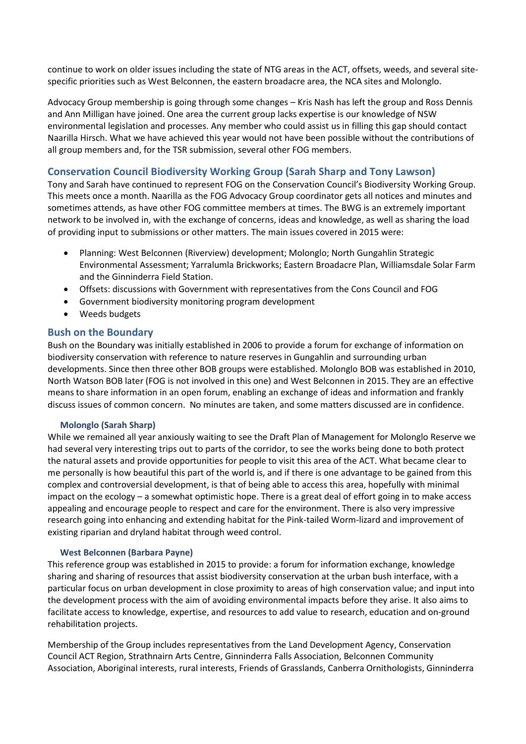continue to work on older issues including the state of NTG areas in the ACT, offsets, weeds, and several site-specific priorities such as West Belconnen, the eastern broadacre area, the NCA sites and Molonglo.

Advocacy Group membership is going through some changes – Kris Nash has left the group and Ross Dennis and Ann Milligan have joined. One area the current group lacks expertise is our knowledge of NSW environmental legislation and processes. Any member who could assist us in filling this gap should contact Naarilla Hirsch. What we have achieved this year would not have been possible without the contributions of all group members and, for the TSR submission, several other FOG members.

## Conservation Council Biodiversity Working Group (Sarah Sharp and Tony Lawson)

Tony and Sarah have continued to represent FOG on the Conservation Council's Biodiversity Working Group. This meets once a month. Naarilla as the FOG Advocacy Group coordinator gets all notices and minutes and sometimes attends, as have other FOG committee members at times. The BWG is an extremely important network to be involved in, with the exchange of concerns, ideas and knowledge, as well as sharing the load of providing input to submissions or other matters. The main issues covered in 2015 were:

- Planning: West Belconnen (Riverview) development; Molonglo; North Gungahlin Strategic Environmental Assessment; Yarralumla Brickworks; Eastern Broadacre Plan, Williamsdale Solar Farm and the Ginninderra Field Station.
- Offsets: discussions with Government with representatives from the Cons Council and FOG
- Government biodiversity monitoring program development
- Weeds budgets

## Bush on the Boundary

Bush on the Boundary was initially established in 2006 to provide a forum for exchange of information on biodiversity conservation with reference to nature reserves in Gungahlin and surrounding urban developments. Since then three other BOB groups were established. Molonglo BOB was established in 2010, North Watson BOB later (FOG is not involved in this one) and West Belconnen in 2015. They are an effective means to share information in an open forum, enabling an exchange of ideas and information and frankly discuss issues of common concern. No minutes are taken, and some matters discussed are in confidence.

### Molonglo (Sarah Sharp)

While we remained all year anxiously waiting to see the Draft Plan of Management for Molonglo Reserve we had several very interesting trips out to parts of the corridor, to see the works being done to both protect the natural assets and provide opportunities for people to visit this area of the ACT. What became clear to me personally is how beautiful this part of the world is, and if there is one advantage to be gained from this complex and controversial development, is that of being able to access this area, hopefully with minimal impact on the ecology – a somewhat optimistic hope. There is a great deal of effort going in to make access appealing and encourage people to respect and care for the environment. There is also very impressive research going into enhancing and extending habitat for the Pink-tailed Worm-lizard and improvement of existing riparian and dryland habitat through weed control.

### West Belconnen (Barbara Payne)

This reference group was established in 2015 to provide: a forum for information exchange, knowledge sharing and sharing of resources that assist biodiversity conservation at the urban bush interface, with a particular focus on urban development in close proximity to areas of high conservation value; and input into the development process with the aim of avoiding environmental impacts before they arise. It also aims to facilitate access to knowledge, expertise, and resources to add value to research, education and on-ground rehabilitation projects.

Membership of the Group includes representatives from the Land Development Agency, Conservation Council ACT Region, Strathnairn Arts Centre, Ginninderra Falls Association, Belconnen Community Association, Aboriginal interests, rural interests, Friends of Grasslands, Canberra Ornithologists, Ginninderra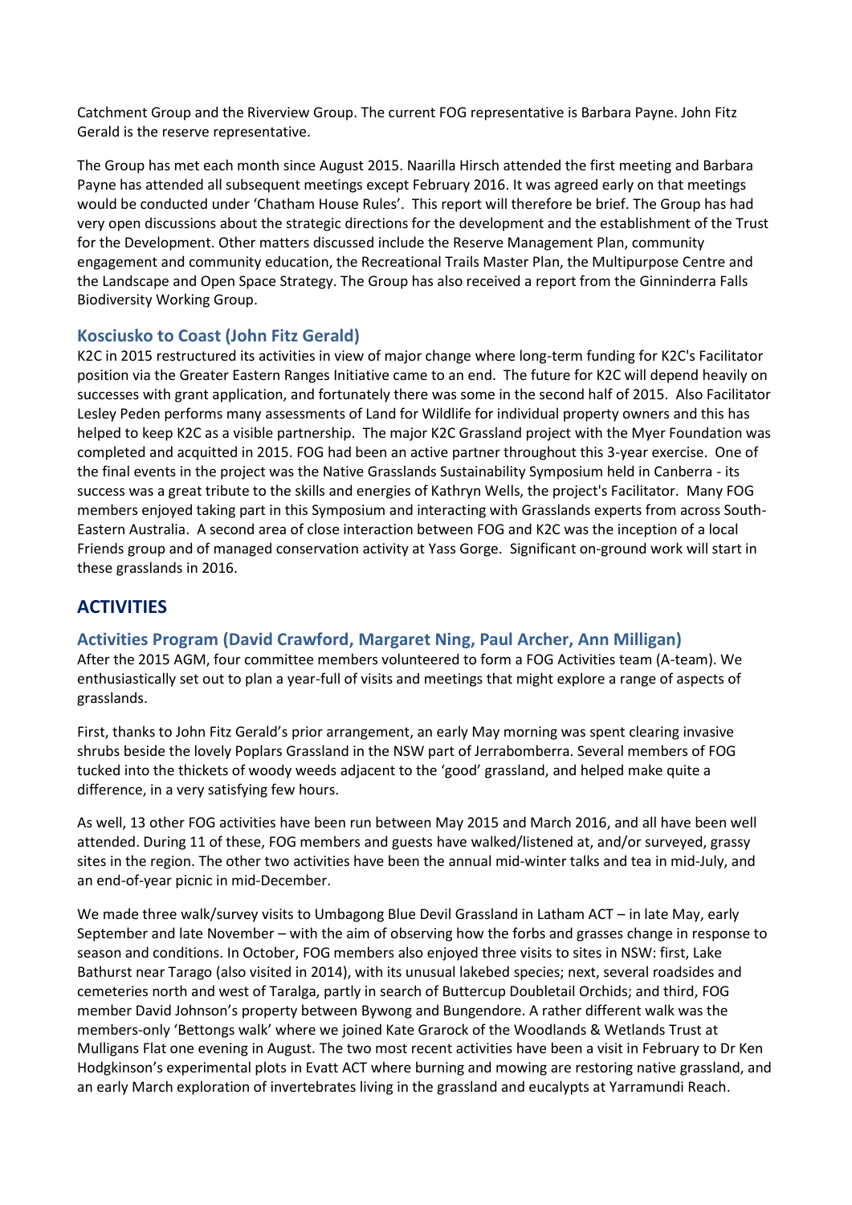Catchment Group and the Riverview Group. The current FOG representative is Barbara Payne. John Fitz Gerald is the reserve representative.

The Group has met each month since August 2015. Naarilla Hirsch attended the first meeting and Barbara Payne has attended all subsequent meetings except February 2016. It was agreed early on that meetings would be conducted under 'Chatham House Rules'. This report will therefore be brief. The Group has had very open discussions about the strategic directions for the development and the establishment of the Trust for the Development. Other matters discussed include the Reserve Management Plan, community engagement and community education, the Recreational Trails Master Plan, the Multipurpose Centre and the Landscape and Open Space Strategy. The Group has also received a report from the Ginninderra Falls Biodiversity Working Group.

### Kosciusko to Coast (John Fitz Gerald)

K2C in 2015 restructured its activities in view of major change where long-term funding for K2C's Facilitator position via the Greater Eastern Ranges Initiative came to an end. The future for K2C will depend heavily on successes with grant application, and fortunately there was some in the second half of 2015. Also Facilitator Lesley Peden performs many assessments of Land for Wildlife for individual property owners and this has helped to keep K2C as a visible partnership. The major K2C Grassland project with the Myer Foundation was completed and acquitted in 2015. FOG had been an active partner throughout this 3-year exercise. One of the final events in the project was the Native Grasslands Sustainability Symposium held in Canberra - its success was a great tribute to the skills and energies of Kathryn Wells, the project's Facilitator. Many FOG members enjoyed taking part in this Symposium and interacting with Grasslands experts from across South-Eastern Australia. A second area of close interaction between FOG and K2C was the inception of a local Friends group and of managed conservation activity at Yass Gorge. Significant on-ground work will start in these grasslands in 2016.

## ACTIVITIES

### Activities Program (David Crawford, Margaret Ning, Paul Archer, Ann Milligan)

After the 2015 AGM, four committee members volunteered to form a FOG Activities team (A-team). We enthusiastically set out to plan a year-full of visits and meetings that might explore a range of aspects of grasslands.

First, thanks to John Fitz Gerald's prior arrangement, an early May morning was spent clearing invasive shrubs beside the lovely Poplars Grassland in the NSW part of Jerrabomberra. Several members of FOG tucked into the thickets of woody weeds adjacent to the 'good' grassland, and helped make quite a difference, in a very satisfying few hours.

As well, 13 other FOG activities have been run between May 2015 and March 2016, and all have been well attended. During 11 of these, FOG members and guests have walked/listened at, and/or surveyed, grassy sites in the region. The other two activities have been the annual mid-winter talks and tea in mid-July, and an end-of-year picnic in mid-December.

We made three walk/survey visits to Umbagong Blue Devil Grassland in Latham ACT – in late May, early September and late November – with the aim of observing how the forbs and grasses change in response to season and conditions. In October, FOG members also enjoyed three visits to sites in NSW: first, Lake Bathurst near Tarago (also visited in 2014), with its unusual lakebed species; next, several roadsides and cemeteries north and west of Taralga, partly in search of Buttercup Doubletail Orchids; and third, FOG member David Johnson's property between Bywong and Bungendore. A rather different walk was the members-only 'Bettongs walk' where we joined Kate Grarock of the Woodlands & Wetlands Trust at Mulligans Flat one evening in August. The two most recent activities have been a visit in February to Dr Ken Hodgkinson's experimental plots in Evatt ACT where burning and mowing are restoring native grassland, and an early March exploration of invertebrates living in the grassland and eucalypts at Yarramundi Reach.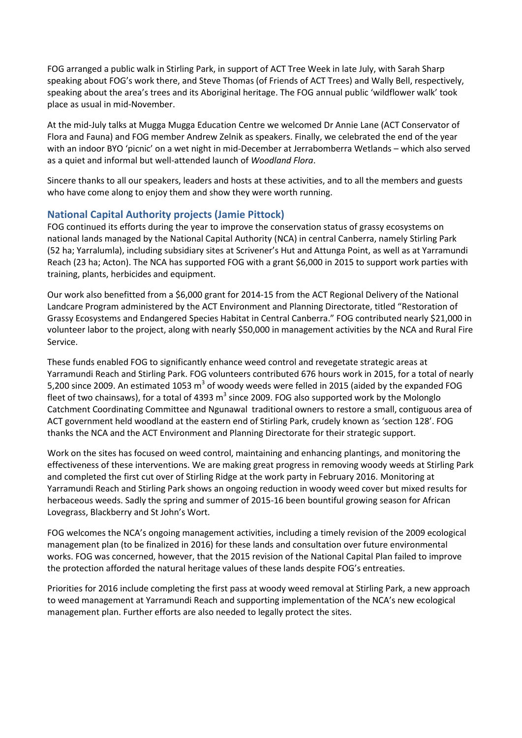FOG arranged a public walk in Stirling Park, in support of ACT Tree Week in late July, with Sarah Sharp speaking about FOG's work there, and Steve Thomas (of Friends of ACT Trees) and Wally Bell, respectively, speaking about the area's trees and its Aboriginal heritage. The FOG annual public 'wildflower walk' took place as usual in mid-November.

At the mid-July talks at Mugga Mugga Education Centre we welcomed Dr Annie Lane (ACT Conservator of Flora and Fauna) and FOG member Andrew Zelnik as speakers. Finally, we celebrated the end of the year with an indoor BYO 'picnic' on a wet night in mid-December at Jerrabomberra Wetlands – which also served as a quiet and informal but well-attended launch of *Woodland Flora*.

Sincere thanks to all our speakers, leaders and hosts at these activities, and to all the members and guests who have come along to enjoy them and show they were worth running.

## National Capital Authority projects (Jamie Pittock)

FOG continued its efforts during the year to improve the conservation status of grassy ecosystems on national lands managed by the National Capital Authority (NCA) in central Canberra, namely Stirling Park (52 ha; Yarralumla), including subsidiary sites at Scrivener's Hut and Attunga Point, as well as at Yarramundi Reach (23 ha; Acton). The NCA has supported FOG with a grant $6,000 in 2015 to support work parties with training, plants, herbicides and equipment.

Our work also benefitted from a $6,000 grant for 2014-15 from the ACT Regional Delivery of the National Landcare Program administered by the ACT Environment and Planning Directorate, titled "Restoration of Grassy Ecosystems and Endangered Species Habitat in Central Canberra." FOG contributed nearly $21,000 in volunteer labor to the project, along with nearly $50,000 in management activities by the NCA and Rural Fire Service.

These funds enabled FOG to significantly enhance weed control and revegetate strategic areas at Yarramundi Reach and Stirling Park. FOG volunteers contributed 676 hours work in 2015, for a total of nearly 5,200 since 2009. An estimated 1053 $m^3$ of woody weeds were felled in 2015 (aided by the expanded FOG fleet of two chainsaws), for a total of 4393 $m^3$ since 2009. FOG also supported work by the Molonglo Catchment Coordinating Committee and Ngunawal traditional owners to restore a small, contiguous area of ACT government held woodland at the eastern end of Stirling Park, crudely known as 'section 128'. FOG thanks the NCA and the ACT Environment and Planning Directorate for their strategic support.

Work on the sites has focused on weed control, maintaining and enhancing plantings, and monitoring the effectiveness of these interventions. We are making great progress in removing woody weeds at Stirling Park and completed the first cut over of Stirling Ridge at the work party in February 2016. Monitoring at Yarramundi Reach and Stirling Park shows an ongoing reduction in woody weed cover but mixed results for herbaceous weeds. Sadly the spring and summer of 2015-16 been bountiful growing season for African Lovegrass, Blackberry and St John's Wort.

FOG welcomes the NCA's ongoing management activities, including a timely revision of the 2009 ecological management plan (to be finalized in 2016) for these lands and consultation over future environmental works. FOG was concerned, however, that the 2015 revision of the National Capital Plan failed to improve the protection afforded the natural heritage values of these lands despite FOG's entreaties.

Priorities for 2016 include completing the first pass at woody weed removal at Stirling Park, a new approach to weed management at Yarramundi Reach and supporting implementation of the NCA's new ecological management plan. Further efforts are also needed to legally protect the sites.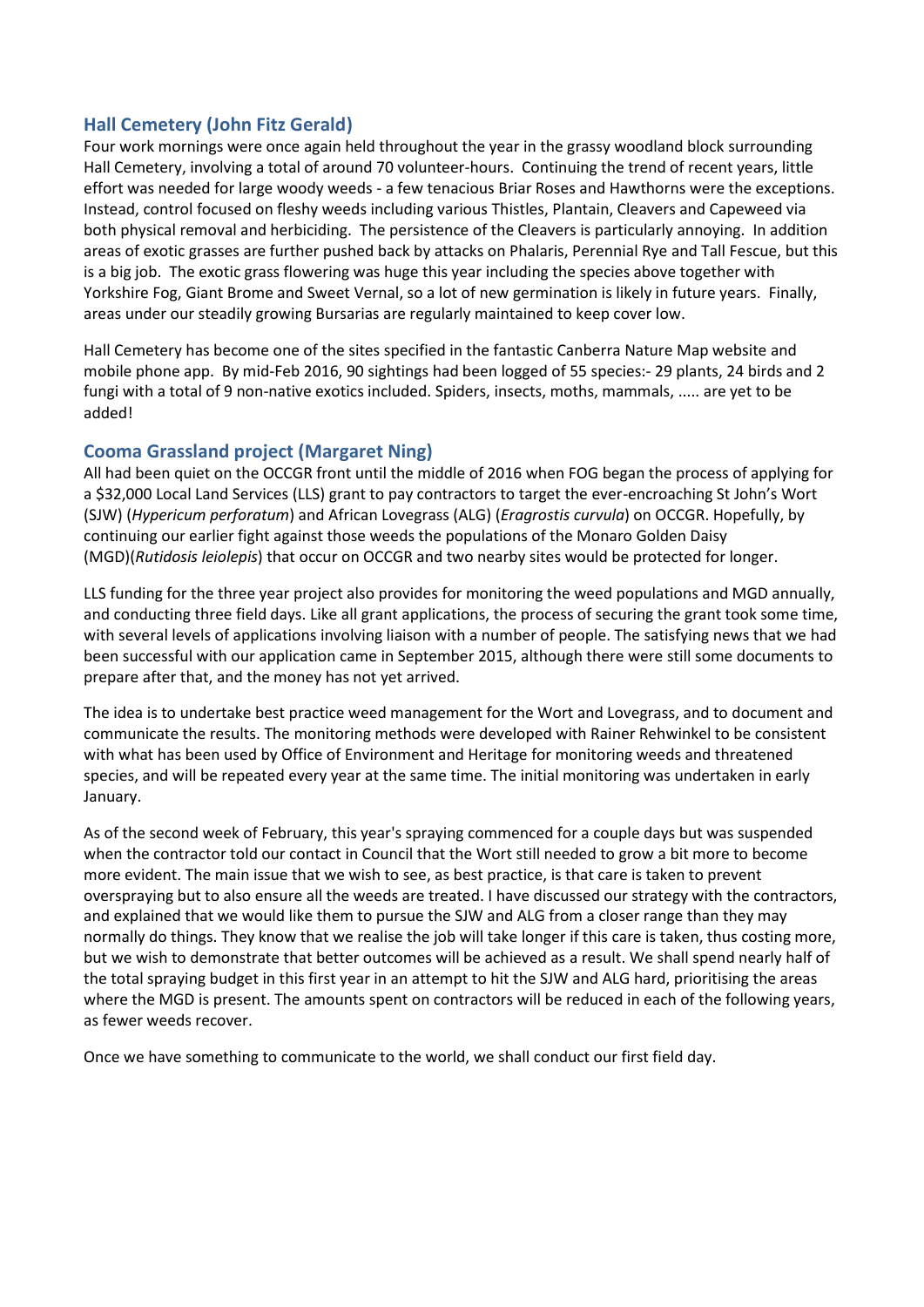## Hall Cemetery (John Fitz Gerald)

Four work mornings were once again held throughout the year in the grassy woodland block surrounding Hall Cemetery, involving a total of around 70 volunteer-hours. Continuing the trend of recent years, little effort was needed for large woody weeds - a few tenacious Briar Roses and Hawthorns were the exceptions. Instead, control focused on fleshy weeds including various Thistles, Plantain, Cleavers and Capeweed via both physical removal and herbiciding. The persistence of the Cleavers is particularly annoying. In addition areas of exotic grasses are further pushed back by attacks on Phalaris, Perennial Rye and Tall Fescue, but this is a big job. The exotic grass flowering was huge this year including the species above together with Yorkshire Fog, Giant Brome and Sweet Vernal, so a lot of new germination is likely in future years. Finally, areas under our steadily growing Bursarias are regularly maintained to keep cover low.

Hall Cemetery has become one of the sites specified in the fantastic Canberra Nature Map website and mobile phone app. By mid-Feb 2016, 90 sightings had been logged of 55 species:- 29 plants, 24 birds and 2 fungi with a total of 9 non-native exotics included. Spiders, insects, moths, mammals, ..... are yet to be added!

## Cooma Grassland project (Margaret Ning)

All had been quiet on the OCCGR front until the middle of 2016 when FOG began the process of applying for a $32,000 Local Land Services (LLS) grant to pay contractors to target the ever-encroaching St John's Wort (SJW) (*Hypericum perforatum*) and African Lovegrass (ALG) (*Eragrostis curvula*) on OCCGR. Hopefully, by continuing our earlier fight against those weeds the populations of the Monaro Golden Daisy (MGD)(*Rutidosis leiolepis*) that occur on OCCGR and two nearby sites would be protected for longer.

LLS funding for the three year project also provides for monitoring the weed populations and MGD annually, and conducting three field days. Like all grant applications, the process of securing the grant took some time, with several levels of applications involving liaison with a number of people. The satisfying news that we had been successful with our application came in September 2015, although there were still some documents to prepare after that, and the money has not yet arrived.

The idea is to undertake best practice weed management for the Wort and Lovegrass, and to document and communicate the results. The monitoring methods were developed with Rainer Rehwinkel to be consistent with what has been used by Office of Environment and Heritage for monitoring weeds and threatened species, and will be repeated every year at the same time. The initial monitoring was undertaken in early January.

As of the second week of February, this year's spraying commenced for a couple days but was suspended when the contractor told our contact in Council that the Wort still needed to grow a bit more to become more evident. The main issue that we wish to see, as best practice, is that care is taken to prevent overspraying but to also ensure all the weeds are treated. I have discussed our strategy with the contractors, and explained that we would like them to pursue the SJW and ALG from a closer range than they may normally do things. They know that we realise the job will take longer if this care is taken, thus costing more, but we wish to demonstrate that better outcomes will be achieved as a result. We shall spend nearly half of the total spraying budget in this first year in an attempt to hit the SJW and ALG hard, prioritising the areas where the MGD is present. The amounts spent on contractors will be reduced in each of the following years, as fewer weeds recover.

Once we have something to communicate to the world, we shall conduct our first field day.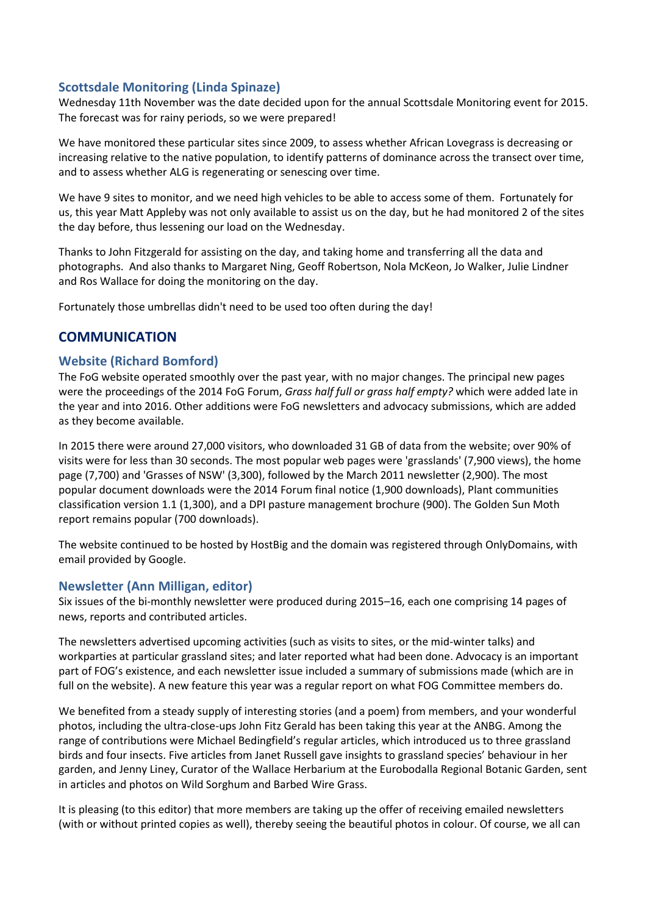### Scottsdale Monitoring (Linda Spinaze)

Wednesday 11th November was the date decided upon for the annual Scottsdale Monitoring event for 2015. The forecast was for rainy periods, so we were prepared!

We have monitored these particular sites since 2009, to assess whether African Lovegrass is decreasing or increasing relative to the native population, to identify patterns of dominance across the transect over time, and to assess whether ALG is regenerating or senescing over time.

We have 9 sites to monitor, and we need high vehicles to be able to access some of them. Fortunately for us, this year Matt Appleby was not only available to assist us on the day, but he had monitored 2 of the sites the day before, thus lessening our load on the Wednesday.

Thanks to John Fitzgerald for assisting on the day, and taking home and transferring all the data and photographs. And also thanks to Margaret Ning, Geoff Robertson, Nola McKeon, Jo Walker, Julie Lindner and Ros Wallace for doing the monitoring on the day.

Fortunately those umbrellas didn't need to be used too often during the day!

## COMMUNICATION

### Website (Richard Bomford)

The FoG website operated smoothly over the past year, with no major changes. The principal new pages were the proceedings of the 2014 FoG Forum, *Grass half full or grass half empty?* which were added late in the year and into 2016. Other additions were FoG newsletters and advocacy submissions, which are added as they become available.

In 2015 there were around 27,000 visitors, who downloaded 31 GB of data from the website; over 90% of visits were for less than 30 seconds. The most popular web pages were 'grasslands' (7,900 views), the home page (7,700) and 'Grasses of NSW' (3,300), followed by the March 2011 newsletter (2,900). The most popular document downloads were the 2014 Forum final notice (1,900 downloads), Plant communities classification version 1.1 (1,300), and a DPI pasture management brochure (900). The Golden Sun Moth report remains popular (700 downloads).

The website continued to be hosted by HostBig and the domain was registered through OnlyDomains, with email provided by Google.

### Newsletter (Ann Milligan, editor)

Six issues of the bi-monthly newsletter were produced during 2015–16, each one comprising 14 pages of news, reports and contributed articles.

The newsletters advertised upcoming activities (such as visits to sites, or the mid-winter talks) and workparties at particular grassland sites; and later reported what had been done. Advocacy is an important part of FOG's existence, and each newsletter issue included a summary of submissions made (which are in full on the website). A new feature this year was a regular report on what FOG Committee members do.

We benefited from a steady supply of interesting stories (and a poem) from members, and your wonderful photos, including the ultra-close-ups John Fitz Gerald has been taking this year at the ANBG. Among the range of contributions were Michael Bedingfield's regular articles, which introduced us to three grassland birds and four insects. Five articles from Janet Russell gave insights to grassland species' behaviour in her garden, and Jenny Liney, Curator of the Wallace Herbarium at the Eurobodalla Regional Botanic Garden, sent in articles and photos on Wild Sorghum and Barbed Wire Grass.

It is pleasing (to this editor) that more members are taking up the offer of receiving emailed newsletters (with or without printed copies as well), thereby seeing the beautiful photos in colour. Of course, we all can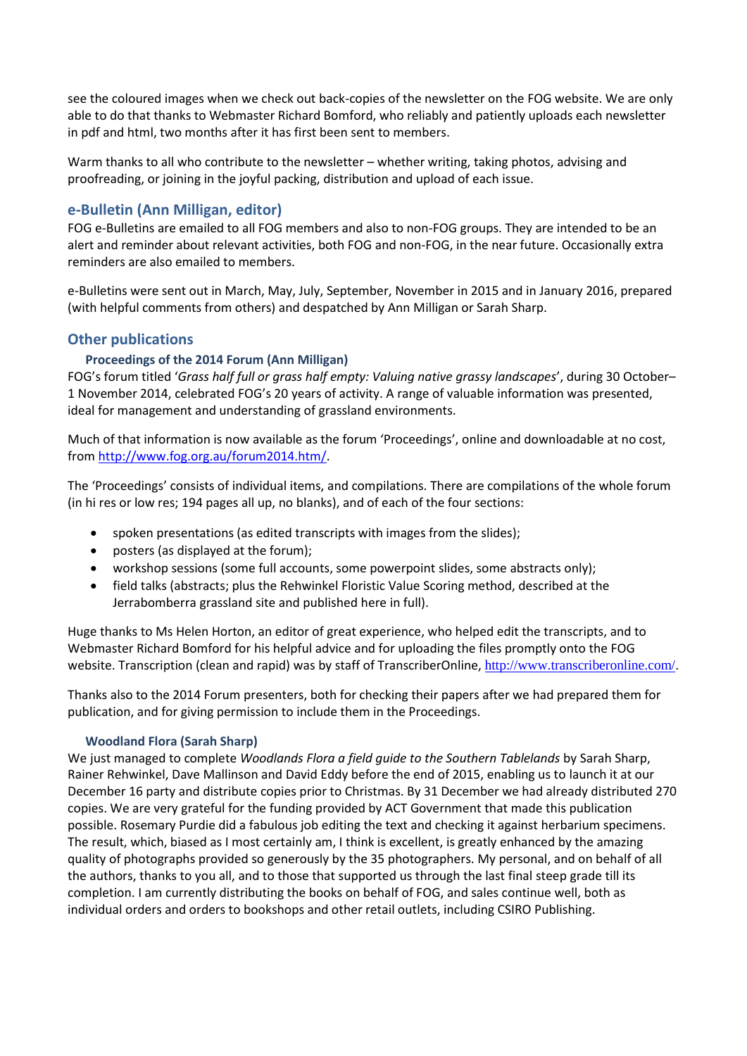see the coloured images when we check out back-copies of the newsletter on the FOG website. We are only able to do that thanks to Webmaster Richard Bomford, who reliably and patiently uploads each newsletter in pdf and html, two months after it has first been sent to members.

Warm thanks to all who contribute to the newsletter – whether writing, taking photos, advising and proofreading, or joining in the joyful packing, distribution and upload of each issue.

## e-Bulletin (Ann Milligan, editor)

FOG e-Bulletins are emailed to all FOG members and also to non-FOG groups. They are intended to be an alert and reminder about relevant activities, both FOG and non-FOG, in the near future. Occasionally extra reminders are also emailed to members.

e-Bulletins were sent out in March, May, July, September, November in 2015 and in January 2016, prepared (with helpful comments from others) and despatched by Ann Milligan or Sarah Sharp.

## Other publications

### Proceedings of the 2014 Forum (Ann Milligan)

FOG's forum titled '*Grass half full or grass half empty: Valuing native grassy landscapes*', during 30 October–1 November 2014, celebrated FOG's 20 years of activity. A range of valuable information was presented, ideal for management and understanding of grassland environments.

Much of that information is now available as the forum 'Proceedings', online and downloadable at no cost, from http://www.fog.org.au/forum2014.htm/.

The 'Proceedings' consists of individual items, and compilations. There are compilations of the whole forum (in hi res or low res; 194 pages all up, no blanks), and of each of the four sections:

- spoken presentations (as edited transcripts with images from the slides);
- posters (as displayed at the forum);
- workshop sessions (some full accounts, some powerpoint slides, some abstracts only);
- field talks (abstracts; plus the Rehwinkel Floristic Value Scoring method, described at the Jerrabomberra grassland site and published here in full).

Huge thanks to Ms Helen Horton, an editor of great experience, who helped edit the transcripts, and to Webmaster Richard Bomford for his helpful advice and for uploading the files promptly onto the FOG website. Transcription (clean and rapid) was by staff of TranscriberOnline, http://www.transcriberonline.com/.

Thanks also to the 2014 Forum presenters, both for checking their papers after we had prepared them for publication, and for giving permission to include them in the Proceedings.

### Woodland Flora (Sarah Sharp)

We just managed to complete *Woodlands Flora a field guide to the Southern Tablelands* by Sarah Sharp, Rainer Rehwinkel, Dave Mallinson and David Eddy before the end of 2015, enabling us to launch it at our December 16 party and distribute copies prior to Christmas. By 31 December we had already distributed 270 copies. We are very grateful for the funding provided by ACT Government that made this publication possible. Rosemary Purdie did a fabulous job editing the text and checking it against herbarium specimens. The result, which, biased as I most certainly am, I think is excellent, is greatly enhanced by the amazing quality of photographs provided so generously by the 35 photographers. My personal, and on behalf of all the authors, thanks to you all, and to those that supported us through the last final steep grade till its completion. I am currently distributing the books on behalf of FOG, and sales continue well, both as individual orders and orders to bookshops and other retail outlets, including CSIRO Publishing.